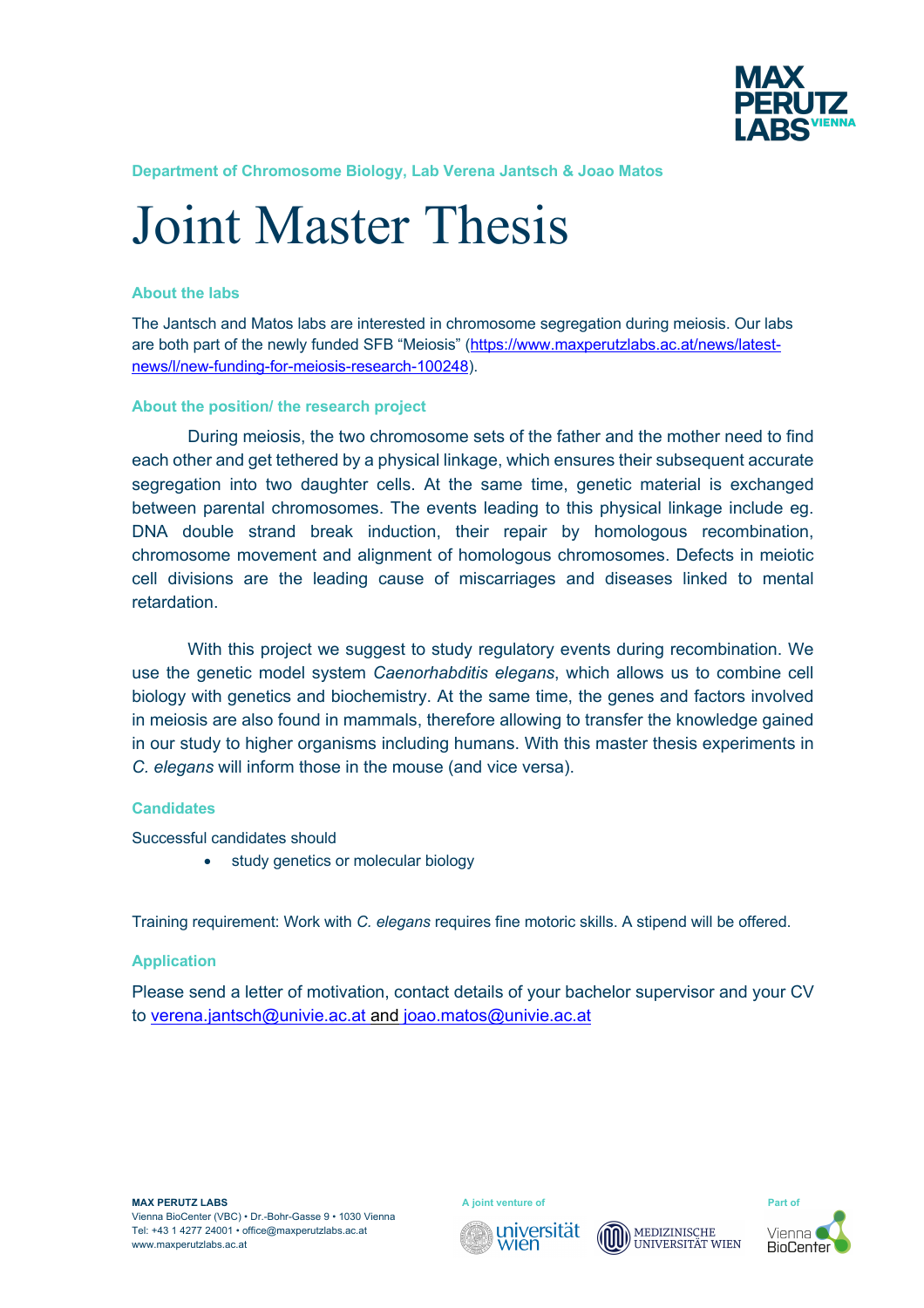Department of Chromosome Biology, Lab Verena Jantsch & Joao Matos

# Joint Master Thesis

### About the labs

The Jantsch and Matos labs are interested in chromosome segregation during meiosis. Our labs are both part of the newly funded SFB "Meiosis" (https://www.maxperutzlabs.ac.at/news/latest-news/l/new-funding-for-meiosis-research-100248).

### About the position/ the research project

During meiosis, the two chromosome sets of the father and the mother need to find each other and get tethered by a physical linkage, which ensures their subsequent accurate segregation into two daughter cells. At the same time, genetic material is exchanged between parental chromosomes. The events leading to this physical linkage include eg. DNA double strand break induction, their repair by homologous recombination, chromosome movement and alignment of homologous chromosomes. Defects in meiotic cell divisions are the leading cause of miscarriages and diseases linked to mental retardation.

With this project we suggest to study regulatory events during recombination. We use the genetic model system *Caenorhabditis elegans*, which allows us to combine cell biology with genetics and biochemistry. At the same time, the genes and factors involved in meiosis are also found in mammals, therefore allowing to transfer the knowledge gained in our study to higher organisms including humans. With this master thesis experiments in *C. elegans* will inform those in the mouse (and vice versa).

### Candidates

Successful candidates should

- study genetics or molecular biology

Training requirement: Work with *C. elegans* requires fine motoric skills. A stipend will be offered.

### Application

Please send a letter of motivation, contact details of your bachelor supervisor and your CV to verena.jantsch@univie.ac.at and joao.matos@univie.ac.at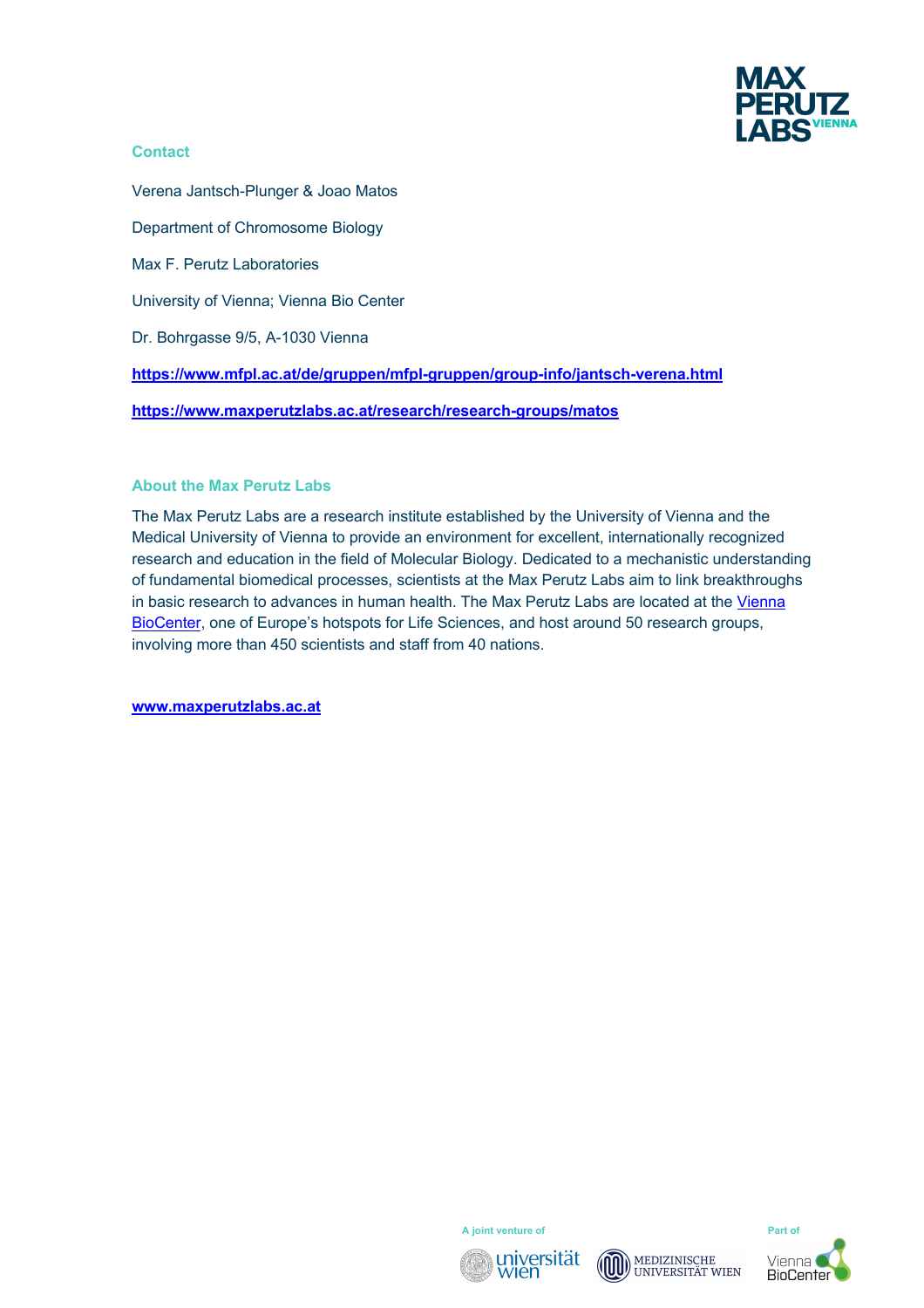## Contact

Verena Jantsch-Plunger & Joao Matos

Department of Chromosome Biology

Max F. Perutz Laboratories

University of Vienna; Vienna Bio Center

Dr. Bohrgasse 9/5, A-1030 Vienna

**https://www.mfpl.ac.at/de/gruppen/mfpl-gruppen/group-info/jantsch-verena.html**

**https://www.maxperutzlabs.ac.at/research/research-groups/matos**

## About the Max Perutz Labs

The Max Perutz Labs are a research institute established by the University of Vienna and the Medical University of Vienna to provide an environment for excellent, internationally recognized research and education in the field of Molecular Biology. Dedicated to a mechanistic understanding of fundamental biomedical processes, scientists at the Max Perutz Labs aim to link breakthroughs in basic research to advances in human health. The Max Perutz Labs are located at the Vienna BioCenter, one of Europe's hotspots for Life Sciences, and host around 50 research groups, involving more than 450 scientists and staff from 40 nations.

**www.maxperutzlabs.ac.at**

A joint venture of

Part of